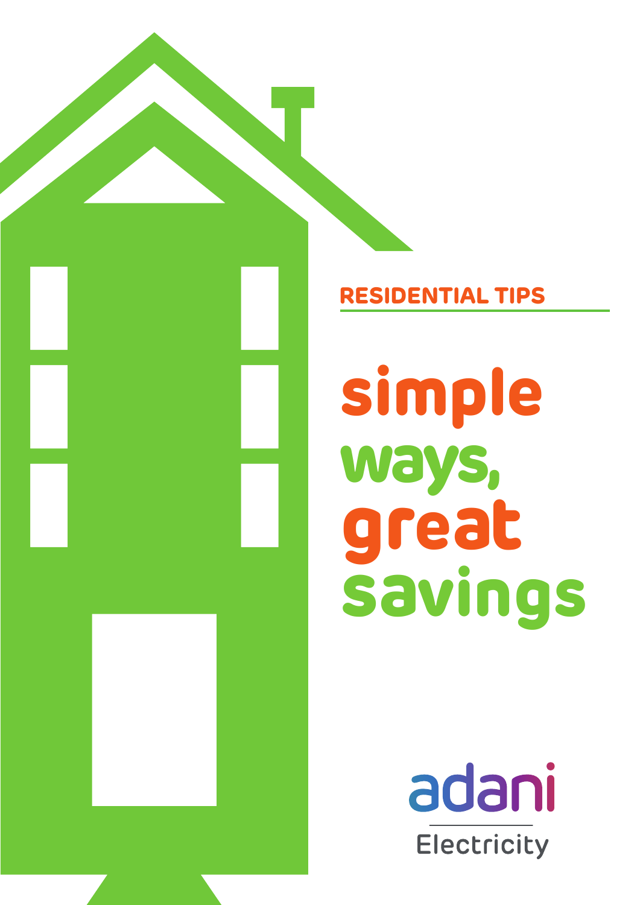RESIDENTIAL TIPS

# simple ways, great savings

adani

Electricity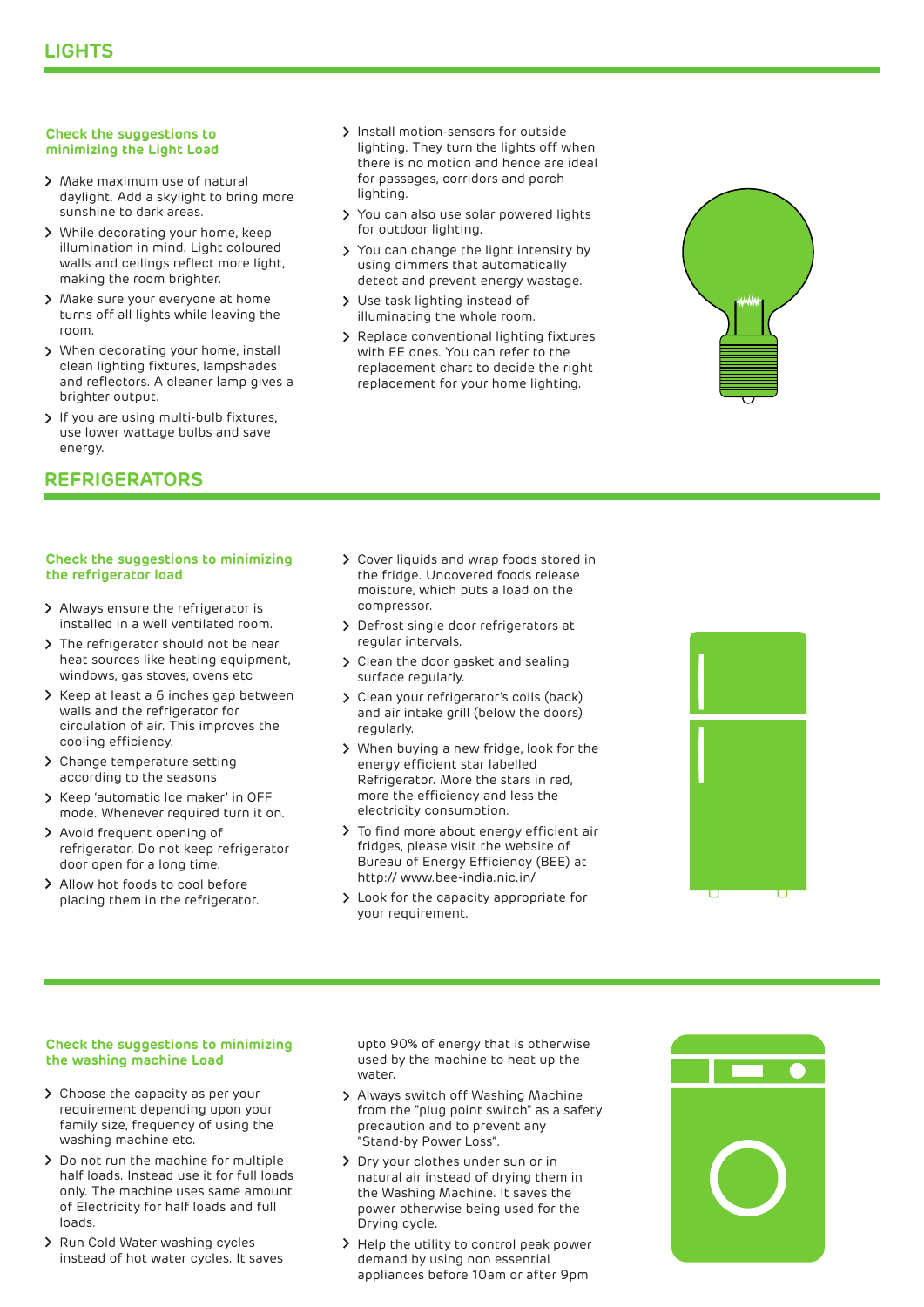## LIGHTS

### Check the suggestions to minimizing the Light Load

- Make maximum use of natural daylight. Add a skylight to bring more sunshine to dark areas.
- While decorating your home, keep illumination in mind. Light coloured walls and ceilings reflect more light, making the room brighter.
- Make sure your everyone at home turns off all lights while leaving the room.
- When decorating your home, install clean lighting fixtures, lampshades and reflectors. A cleaner lamp gives a brighter output.
- If you are using multi-bulb fixtures, use lower wattage bulbs and save energy.
- Install motion-sensors for outside lighting. They turn the lights off when there is no motion and hence are ideal for passages, corridors and porch lighting.
- You can also use solar powered lights for outdoor lighting.
- You can change the light intensity by using dimmers that automatically detect and prevent energy wastage.
- Use task lighting instead of illuminating the whole room.
- Replace conventional lighting fixtures with EE ones. You can refer to the replacement chart to decide the right replacement for your home lighting.

## REFRIGERATORS

### Check the suggestions to minimizing the refrigerator load

- Always ensure the refrigerator is installed in a well ventilated room.
- The refrigerator should not be near heat sources like heating equipment, windows, gas stoves, ovens etc
- Keep at least a 6 inches gap between walls and the refrigerator for circulation of air. This improves the cooling efficiency.
- Change temperature setting according to the seasons
- Keep 'automatic Ice maker' in OFF mode. Whenever required turn it on.
- Avoid frequent opening of refrigerator. Do not keep refrigerator door open for a long time.
- Allow hot foods to cool before placing them in the refrigerator.
- Cover liquids and wrap foods stored in the fridge. Uncovered foods release moisture, which puts a load on the compressor.
- Defrost single door refrigerators at regular intervals.
- Clean the door gasket and sealing surface regularly.
- Clean your refrigerator's coils (back) and air intake grill (below the doors) regularly.
- When buying a new fridge, look for the energy efficient star labelled Refrigerator. More the stars in red, more the efficiency and less the electricity consumption.
- To find more about energy efficient air fridges, please visit the website of Bureau of Energy Efficiency (BEE) at http:// www.bee-india.nic.in/
- Look for the capacity appropriate for your requirement.

### Check the suggestions to minimizing the washing machine Load

- Choose the capacity as per your requirement depending upon your family size, frequency of using the washing machine etc.
- Do not run the machine for multiple half loads. Instead use it for full loads only. The machine uses same amount of Electricity for half loads and full loads.
- Run Cold Water washing cycles instead of hot water cycles. It saves upto 90% of energy that is otherwise used by the machine to heat up the water.
- Always switch off Washing Machine from the "plug point switch" as a safety precaution and to prevent any "Stand-by Power Loss".
- Dry your clothes under sun or in natural air instead of drying them in the Washing Machine. It saves the power otherwise being used for the Drying cycle.
- Help the utility to control peak power demand by using non essential appliances before 10am or after 9pm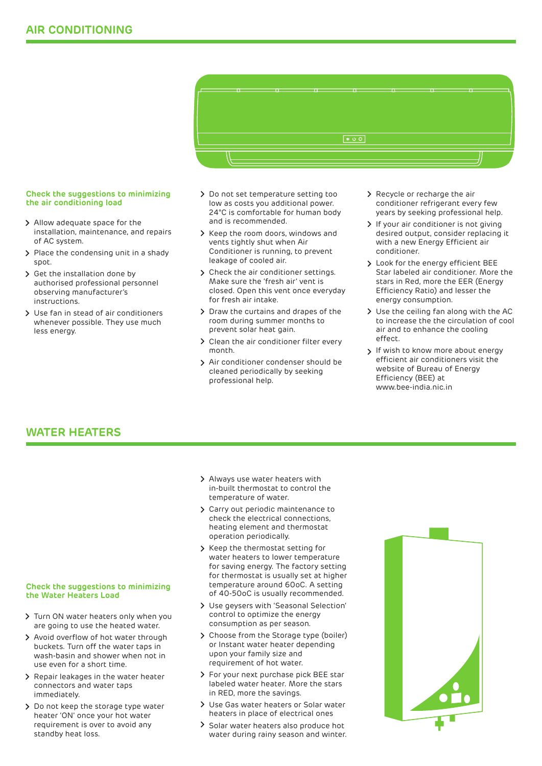## AIR CONDITIONING

**Check the suggestions to minimizing the air conditioning load**

- Allow adequate space for the installation, maintenance, and repairs of AC system.
- Place the condensing unit in a shady spot.
- Get the installation done by authorised professional personnel observing manufacturer's instructions.
- Use fan in stead of air conditioners whenever possible. They use much less energy.
- Do not set temperature setting too low as costs you additional power. 24°C is comfortable for human body and is recommended.
- Keep the room doors, windows and vents tightly shut when Air Conditioner is running, to prevent leakage of cooled air.
- Check the air conditioner settings. Make sure the 'fresh air' vent is closed. Open this vent once everyday for fresh air intake.
- Draw the curtains and drapes of the room during summer months to prevent solar heat gain.
- Clean the air conditioner filter every month.
- Air conditioner condenser should be cleaned periodically by seeking professional help.
- Recycle or recharge the air conditioner refrigerant every few years by seeking professional help.
- If your air conditioner is not giving desired output, consider replacing it with a new Energy Efficient air conditioner.
- Look for the energy efficient BEE Star labeled air conditioner. More the stars in Red, more the EER (Energy Efficiency Ratio) and lesser the energy consumption.
- Use the ceiling fan along with the AC to increase the the circulation of cool air and to enhance the cooling effect.
- If wish to know more about energy efficient air conditioners visit the website of Bureau of Energy Efficiency (BEE) at www.bee-india.nic.in

## WATER HEATERS

**Check the suggestions to minimizing the Water Heaters Load**

- Turn ON water heaters only when you are going to use the heated water.
- Avoid overflow of hot water through buckets. Turn off the water taps in wash-basin and shower when not in use even for a short time.
- Repair leakages in the water heater connectors and water taps immediately.
- Do not keep the storage type water heater 'ON' once your hot water requirement is over to avoid any standby heat loss.
- Always use water heaters with in-built thermostat to control the temperature of water.
- Carry out periodic maintenance to check the electrical connections, heating element and thermostat operation periodically.
- Keep the thermostat setting for water heaters to lower temperature for saving energy. The factory setting for thermostat is usually set at higher temperature around 60oC. A setting of 40-50oC is usually recommended.
- Use geysers with 'Seasonal Selection' control to optimize the energy consumption as per season.
- Choose from the Storage type (boiler) or Instant water heater depending upon your family size and requirement of hot water.
- For your next purchase pick BEE star labeled water heater. More the stars in RED, more the savings.
- Use Gas water heaters or Solar water heaters in place of electrical ones
- Solar water heaters also produce hot water during rainy season and winter.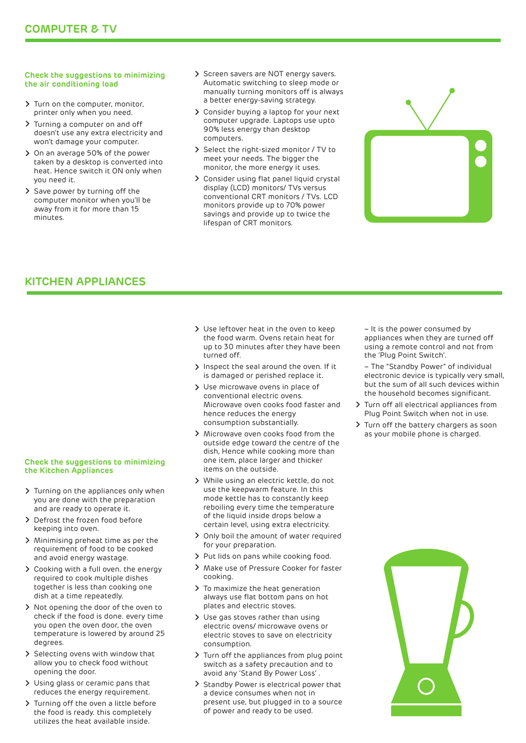## COMPUTER & TV

#### Check the suggestions to minimizing the air conditioning load

- Turn on the computer, monitor, printer only when you need.
- Turning a computer on and off doesn't use any extra electricity and won't damage your computer.
- On an average 50% of the power taken by a desktop is converted into heat. Hence switch it ON only when you need it.
- Save power by turning off the computer monitor when you'll be away from it for more than 15 minutes.
- Screen savers are NOT energy savers. Automatic switching to sleep mode or manually turning monitors off is always a better energy-saving strategy.
- Consider buying a laptop for your next computer upgrade. Laptops use upto 90% less energy than desktop computers.
- Select the right-sized monitor / TV to meet your needs. The bigger the monitor, the more energy it uses.
- Consider using flat panel liquid crystal display (LCD) monitors/ TVs versus conventional CRT monitors / TVs. LCD monitors provide up to 70% power savings and provide up to twice the lifespan of CRT monitors.

## KITCHEN APPLIANCES

#### Check the suggestions to minimizing the Kitchen Appliances

- Turning on the appliances only when you are done with the preparation and are ready to operate it.
- Defrost the frozen food before keeping into oven.
- Minimising preheat time as per the requirement of food to be cooked and avoid energy wastage.
- Cooking with a full oven. the energy required to cook multiple dishes together is less than cooking one dish at a time repeatedly.
- Not opening the door of the oven to check if the food is done. every time you open the oven door, the oven temperature is lowered by around 25 degrees.
- Selecting ovens with window that allow you to check food without opening the door.
- Using glass or ceramic pans that reduces the energy requirement.
- Turning off the oven a little before the food is ready. this completely utilizes the heat available inside.
- Use leftover heat in the oven to keep the food warm. Ovens retain heat for up to 30 minutes after they have been turned off.
- Inspect the seal around the oven. If it is damaged or perished replace it.
- Use microwave ovens in place of conventional electric ovens. Microwave oven cooks food faster and hence reduces the energy consumption substantially.
- Microwave oven cooks food from the outside edge toward the centre of the dish, Hence while cooking more than one item, place larger and thicker items on the outside.
- While using an electric kettle, do not use the keepwarm feature. In this mode kettle has to constantly keep reboiling every time the temperature of the liquid inside drops below a certain level, using extra electricity.
- Only boil the amount of water required for your preparation.
- Put lids on pans while cooking food.
- Make use of Pressure Cooker for faster cooking.
- To maximize the heat generation always use flat bottom pans on hot plates and electric stoves.
- Use gas stoves rather than using electric ovens/ microwave ovens or electric stoves to save on electricity consumption.
- Turn off the appliances from plug point switch as a safety precaution and to avoid any 'Stand By Power Loss' .
- Standby Power is electrical power that a device consumes when not in present use, but plugged in to a source of power and ready to be used.

  – It is the power consumed by appliances when they are turned off using a remote control and not from the 'Plug Point Switch'.

  – The "Standby Power" of individual electronic device is typically very small, but the sum of all such devices within the household becomes significant.
- Turn off all electrical appliances from Plug Point Switch when not in use.
- Turn off the battery chargers as soon as your mobile phone is charged.